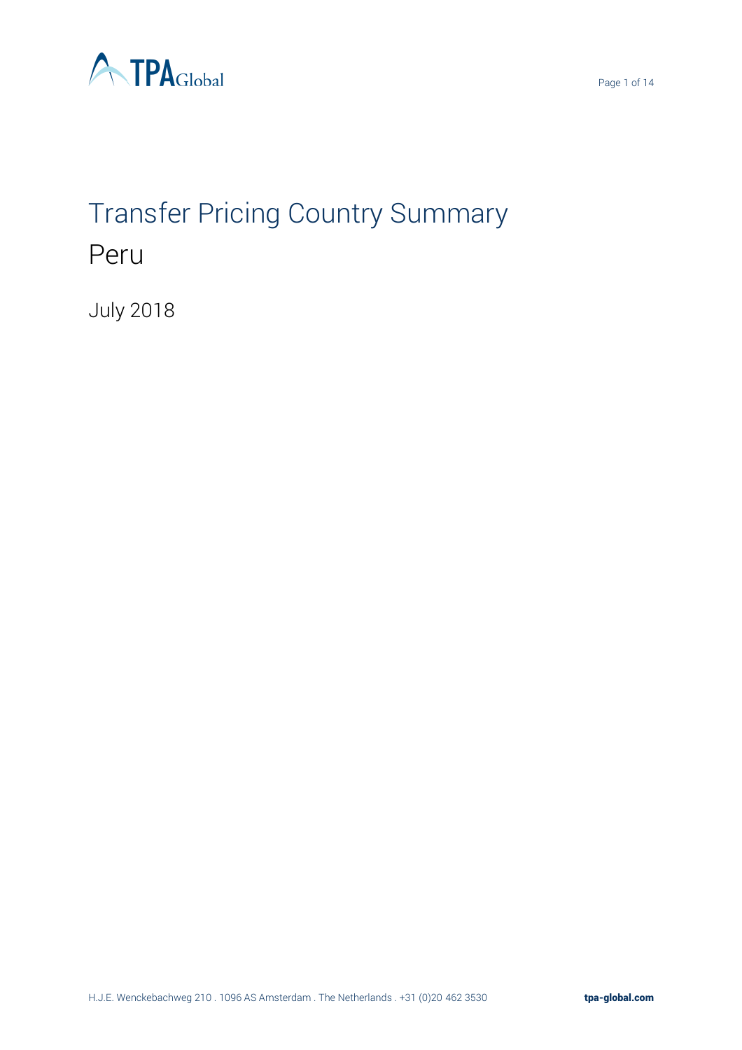# Transfer Pricing Country Summary

## Peru

July 2018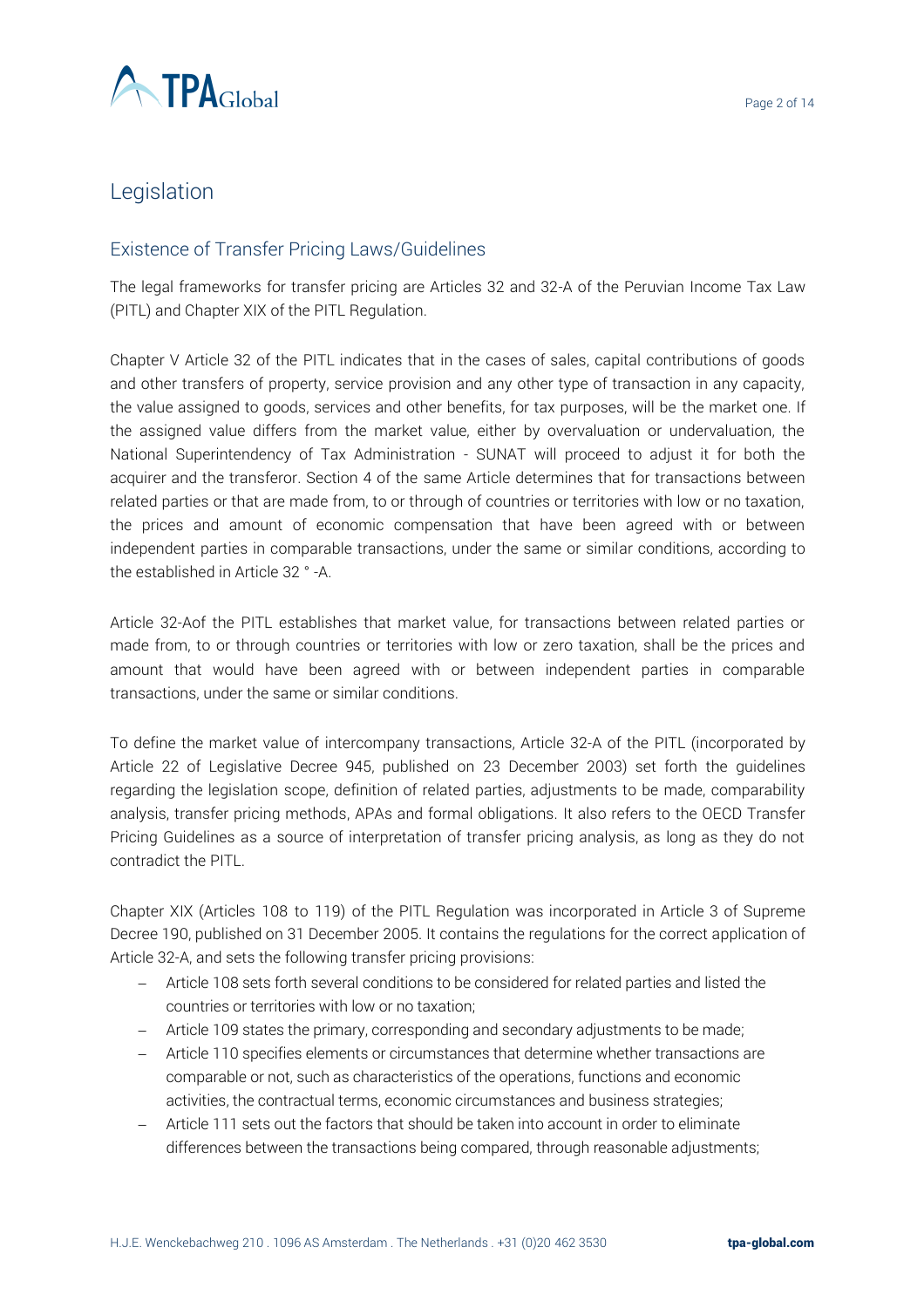# Legislation

## Existence of Transfer Pricing Laws/Guidelines

The legal frameworks for transfer pricing are Articles 32 and 32-A of the Peruvian Income Tax Law (PITL) and Chapter XIX of the PITL Regulation.

Chapter V Article 32 of the PITL indicates that in the cases of sales, capital contributions of goods and other transfers of property, service provision and any other type of transaction in any capacity, the value assigned to goods, services and other benefits, for tax purposes, will be the market one. If the assigned value differs from the market value, either by overvaluation or undervaluation, the National Superintendency of Tax Administration - SUNAT will proceed to adjust it for both the acquirer and the transferor. Section 4 of the same Article determines that for transactions between related parties or that are made from, to or through of countries or territories with low or no taxation, the prices and amount of economic compensation that have been agreed with or between independent parties in comparable transactions, under the same or similar conditions, according to the established in Article 32 ° -A.

Article 32-Aof the PITL establishes that market value, for transactions between related parties or made from, to or through countries or territories with low or zero taxation, shall be the prices and amount that would have been agreed with or between independent parties in comparable transactions, under the same or similar conditions.

To define the market value of intercompany transactions, Article 32-A of the PITL (incorporated by Article 22 of Legislative Decree 945, published on 23 December 2003) set forth the guidelines regarding the legislation scope, definition of related parties, adjustments to be made, comparability analysis, transfer pricing methods, APAs and formal obligations. It also refers to the OECD Transfer Pricing Guidelines as a source of interpretation of transfer pricing analysis, as long as they do not contradict the PITL.

Chapter XIX (Articles 108 to 119) of the PITL Regulation was incorporated in Article 3 of Supreme Decree 190, published on 31 December 2005. It contains the regulations for the correct application of Article 32-A, and sets the following transfer pricing provisions:

- Article 108 sets forth several conditions to be considered for related parties and listed the countries or territories with low or no taxation;
- Article 109 states the primary, corresponding and secondary adjustments to be made;
- Article 110 specifies elements or circumstances that determine whether transactions are comparable or not, such as characteristics of the operations, functions and economic activities, the contractual terms, economic circumstances and business strategies;
- Article 111 sets out the factors that should be taken into account in order to eliminate differences between the transactions being compared, through reasonable adjustments;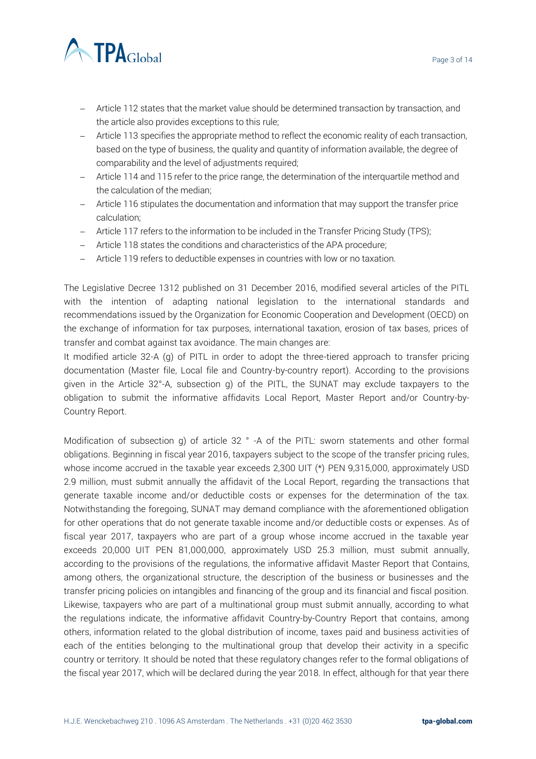- Article 112 states that the market value should be determined transaction by transaction, and the article also provides exceptions to this rule;
- Article 113 specifies the appropriate method to reflect the economic reality of each transaction, based on the type of business, the quality and quantity of information available, the degree of comparability and the level of adjustments required;
- Article 114 and 115 refer to the price range, the determination of the interquartile method and the calculation of the median;
- Article 116 stipulates the documentation and information that may support the transfer price calculation;
- Article 117 refers to the information to be included in the Transfer Pricing Study (TPS);
- Article 118 states the conditions and characteristics of the APA procedure;
- Article 119 refers to deductible expenses in countries with low or no taxation.

The Legislative Decree 1312 published on 31 December 2016, modified several articles of the PITL with the intention of adapting national legislation to the international standards and recommendations issued by the Organization for Economic Cooperation and Development (OECD) on the exchange of information for tax purposes, international taxation, erosion of tax bases, prices of transfer and combat against tax avoidance. The main changes are:
It modified article 32-A (g) of PITL in order to adopt the three-tiered approach to transfer pricing documentation (Master file, Local file and Country-by-country report). According to the provisions given in the Article 32°-A, subsection g) of the PITL, the SUNAT may exclude taxpayers to the obligation to submit the informative affidavits Local Report, Master Report and/or Country-by-Country Report.

Modification of subsection g) of article 32 ° -A of the PITL: sworn statements and other formal obligations. Beginning in fiscal year 2016, taxpayers subject to the scope of the transfer pricing rules, whose income accrued in the taxable year exceeds 2,300 UIT (*) PEN 9,315,000, approximately USD 2.9 million, must submit annually the affidavit of the Local Report, regarding the transactions that generate taxable income and/or deductible costs or expenses for the determination of the tax. Notwithstanding the foregoing, SUNAT may demand compliance with the aforementioned obligation for other operations that do not generate taxable income and/or deductible costs or expenses. As of fiscal year 2017, taxpayers who are part of a group whose income accrued in the taxable year exceeds 20,000 UIT PEN 81,000,000, approximately USD 25.3 million, must submit annually, according to the provisions of the regulations, the informative affidavit Master Report that Contains, among others, the organizational structure, the description of the business or businesses and the transfer pricing policies on intangibles and financing of the group and its financial and fiscal position. Likewise, taxpayers who are part of a multinational group must submit annually, according to what the regulations indicate, the informative affidavit Country-by-Country Report that contains, among others, information related to the global distribution of income, taxes paid and business activities of each of the entities belonging to the multinational group that develop their activity in a specific country or territory. It should be noted that these regulatory changes refer to the formal obligations of the fiscal year 2017, which will be declared during the year 2018. In effect, although for that year there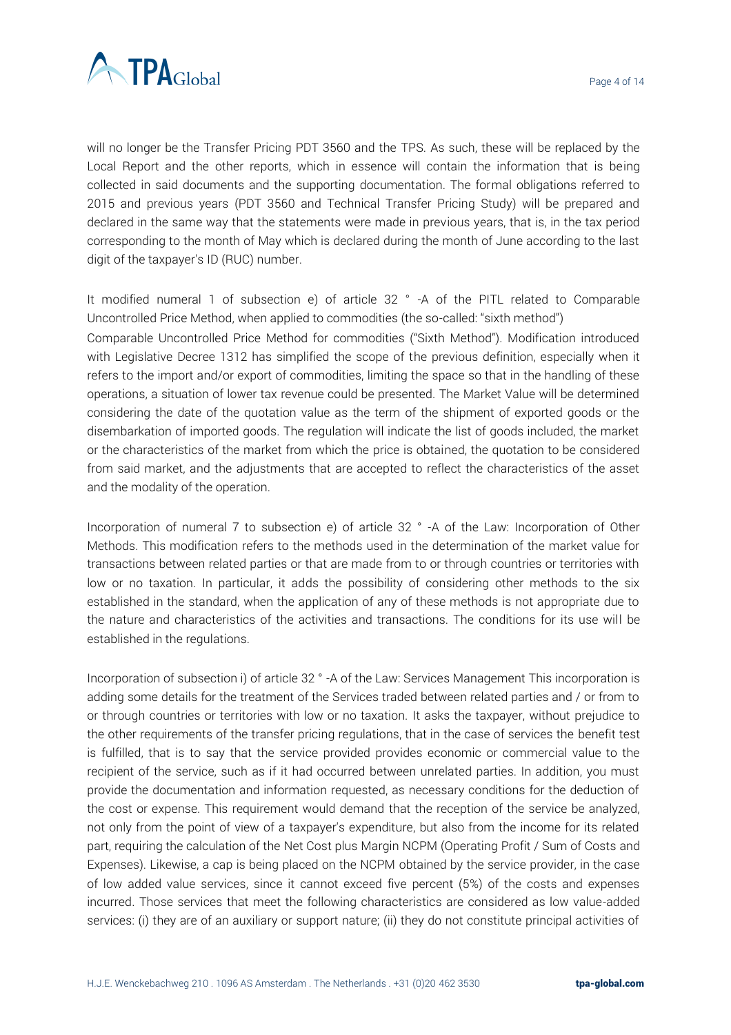will no longer be the Transfer Pricing PDT 3560 and the TPS. As such, these will be replaced by the Local Report and the other reports, which in essence will contain the information that is being collected in said documents and the supporting documentation. The formal obligations referred to 2015 and previous years (PDT 3560 and Technical Transfer Pricing Study) will be prepared and declared in the same way that the statements were made in previous years, that is, in the tax period corresponding to the month of May which is declared during the month of June according to the last digit of the taxpayer's ID (RUC) number.

It modified numeral 1 of subsection e) of article 32 ° -A of the PITL related to Comparable Uncontrolled Price Method, when applied to commodities (the so-called: "sixth method")

Comparable Uncontrolled Price Method for commodities ("Sixth Method"). Modification introduced with Legislative Decree 1312 has simplified the scope of the previous definition, especially when it refers to the import and/or export of commodities, limiting the space so that in the handling of these operations, a situation of lower tax revenue could be presented. The Market Value will be determined considering the date of the quotation value as the term of the shipment of exported goods or the disembarkation of imported goods. The regulation will indicate the list of goods included, the market or the characteristics of the market from which the price is obtained, the quotation to be considered from said market, and the adjustments that are accepted to reflect the characteristics of the asset and the modality of the operation.

Incorporation of numeral 7 to subsection e) of article 32 ° -A of the Law: Incorporation of Other Methods. This modification refers to the methods used in the determination of the market value for transactions between related parties or that are made from to or through countries or territories with low or no taxation. In particular, it adds the possibility of considering other methods to the six established in the standard, when the application of any of these methods is not appropriate due to the nature and characteristics of the activities and transactions. The conditions for its use will be established in the regulations.

Incorporation of subsection i) of article 32 ° -A of the Law: Services Management This incorporation is adding some details for the treatment of the Services traded between related parties and / or from to or through countries or territories with low or no taxation. It asks the taxpayer, without prejudice to the other requirements of the transfer pricing regulations, that in the case of services the benefit test is fulfilled, that is to say that the service provided provides economic or commercial value to the recipient of the service, such as if it had occurred between unrelated parties. In addition, you must provide the documentation and information requested, as necessary conditions for the deduction of the cost or expense. This requirement would demand that the reception of the service be analyzed, not only from the point of view of a taxpayer's expenditure, but also from the income for its related part, requiring the calculation of the Net Cost plus Margin NCPM (Operating Profit / Sum of Costs and Expenses). Likewise, a cap is being placed on the NCPM obtained by the service provider, in the case of low added value services, since it cannot exceed five percent (5%) of the costs and expenses incurred. Those services that meet the following characteristics are considered as low value-added services: (i) they are of an auxiliary or support nature; (ii) they do not constitute principal activities of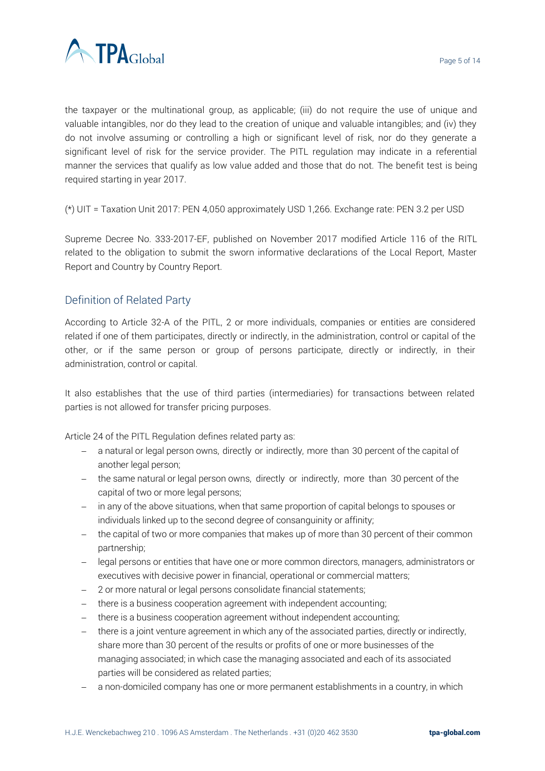the taxpayer or the multinational group, as applicable; (iii) do not require the use of unique and valuable intangibles, nor do they lead to the creation of unique and valuable intangibles; and (iv) they do not involve assuming or controlling a high or significant level of risk, nor do they generate a significant level of risk for the service provider. The PITL regulation may indicate in a referential manner the services that qualify as low value added and those that do not. The benefit test is being required starting in year 2017.

(*) UIT = Taxation Unit 2017: PEN 4,050 approximately USD 1,266. Exchange rate: PEN 3.2 per USD

Supreme Decree No. 333-2017-EF, published on November 2017 modified Article 116 of the RITL related to the obligation to submit the sworn informative declarations of the Local Report, Master Report and Country by Country Report.

## Definition of Related Party

According to Article 32-A of the PITL, 2 or more individuals, companies or entities are considered related if one of them participates, directly or indirectly, in the administration, control or capital of the other, or if the same person or group of persons participate, directly or indirectly, in their administration, control or capital.

It also establishes that the use of third parties (intermediaries) for transactions between related parties is not allowed for transfer pricing purposes.

Article 24 of the PITL Regulation defines related party as:

- a natural or legal person owns, directly or indirectly, more than 30 percent of the capital of another legal person;
- the same natural or legal person owns, directly or indirectly, more than 30 percent of the capital of two or more legal persons;
- in any of the above situations, when that same proportion of capital belongs to spouses or individuals linked up to the second degree of consanguinity or affinity;
- the capital of two or more companies that makes up of more than 30 percent of their common partnership;
- legal persons or entities that have one or more common directors, managers, administrators or executives with decisive power in financial, operational or commercial matters;
- 2 or more natural or legal persons consolidate financial statements;
- there is a business cooperation agreement with independent accounting;
- there is a business cooperation agreement without independent accounting;
- there is a joint venture agreement in which any of the associated parties, directly or indirectly, share more than 30 percent of the results or profits of one or more businesses of the managing associated; in which case the managing associated and each of its associated parties will be considered as related parties;
- a non-domiciled company has one or more permanent establishments in a country, in which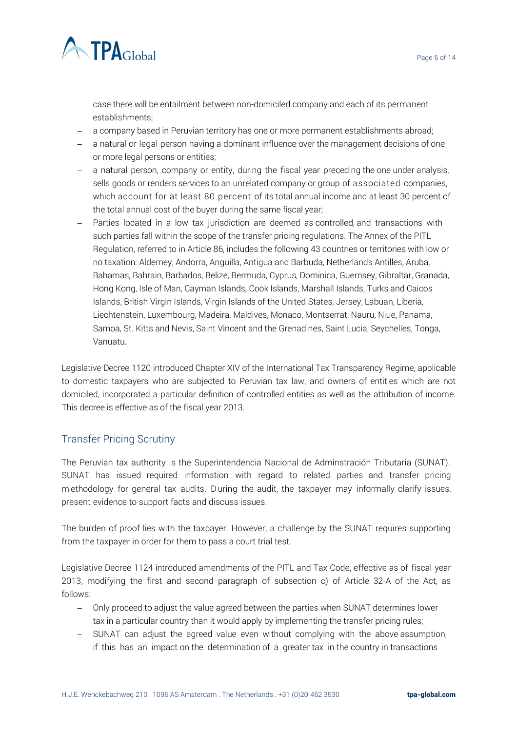case there will be entailment between non-domiciled company and each of its permanent establishments;

- a company based in Peruvian territory has one or more permanent establishments abroad;
- a natural or legal person having a dominant influence over the management decisions of one or more legal persons or entities;
- a natural person, company or entity, during the fiscal year preceding the one under analysis, sells goods or renders services to an unrelated company or group of associated companies, which account for at least 80 percent of its total annual income and at least 30 percent of the total annual cost of the buyer during the same fiscal year;
- Parties located in a low tax jurisdiction are deemed as controlled, and transactions with such parties fall within the scope of the transfer pricing regulations. The Annex of the PITL Regulation, referred to in Article 86, includes the following 43 countries or territories with low or no taxation: Alderney, Andorra, Anguilla, Antigua and Barbuda, Netherlands Antilles, Aruba, Bahamas, Bahrain, Barbados, Belize, Bermuda, Cyprus, Dominica, Guernsey, Gibraltar, Granada, Hong Kong, Isle of Man, Cayman Islands, Cook Islands, Marshall Islands, Turks and Caicos Islands, British Virgin Islands, Virgin Islands of the United States, Jersey, Labuan, Liberia, Liechtenstein, Luxembourg, Madeira, Maldives, Monaco, Montserrat, Nauru, Niue, Panama, Samoa, St. Kitts and Nevis, Saint Vincent and the Grenadines, Saint Lucia, Seychelles, Tonga, Vanuatu.

Legislative Decree 1120 introduced Chapter XIV of the International Tax Transparency Regime, applicable to domestic taxpayers who are subjected to Peruvian tax law, and owners of entities which are not domiciled, incorporated a particular definition of controlled entities as well as the attribution of income. This decree is effective as of the fiscal year 2013.

## Transfer Pricing Scrutiny

The Peruvian tax authority is the Superintendencia Nacional de Adminstración Tributaria (SUNAT). SUNAT has issued required information with regard to related parties and transfer pricing methodology for general tax audits. During the audit, the taxpayer may informally clarify issues, present evidence to support facts and discuss issues.

The burden of proof lies with the taxpayer. However, a challenge by the SUNAT requires supporting from the taxpayer in order for them to pass a court trial test.

Legislative Decree 1124 introduced amendments of the PITL and Tax Code, effective as of fiscal year 2013, modifying the first and second paragraph of subsection c) of Article 32-A of the Act, as follows:

- Only proceed to adjust the value agreed between the parties when SUNAT determines lower tax in a particular country than it would apply by implementing the transfer pricing rules;
- SUNAT can adjust the agreed value even without complying with the above assumption, if this has an impact on the determination of a greater tax in the country in transactions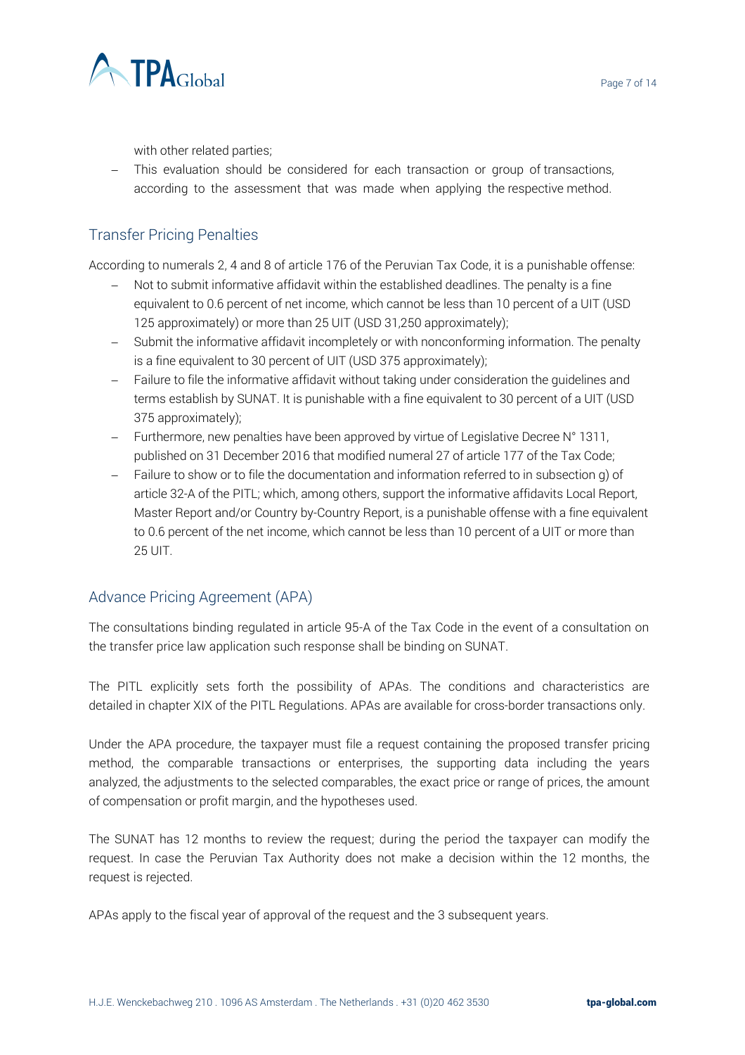with other related parties;

- This evaluation should be considered for each transaction or group of transactions, according to the assessment that was made when applying the respective method.

## Transfer Pricing Penalties

According to numerals 2, 4 and 8 of article 176 of the Peruvian Tax Code, it is a punishable offense:

- Not to submit informative affidavit within the established deadlines. The penalty is a fine equivalent to 0.6 percent of net income, which cannot be less than 10 percent of a UIT (USD 125 approximately) or more than 25 UIT (USD 31,250 approximately);
- Submit the informative affidavit incompletely or with nonconforming information. The penalty is a fine equivalent to 30 percent of UIT (USD 375 approximately);
- Failure to file the informative affidavit without taking under consideration the guidelines and terms establish by SUNAT. It is punishable with a fine equivalent to 30 percent of a UIT (USD 375 approximately);
- Furthermore, new penalties have been approved by virtue of Legislative Decree N° 1311, published on 31 December 2016 that modified numeral 27 of article 177 of the Tax Code;
- Failure to show or to file the documentation and information referred to in subsection g) of article 32-A of the PITL; which, among others, support the informative affidavits Local Report, Master Report and/or Country by-Country Report, is a punishable offense with a fine equivalent to 0.6 percent of the net income, which cannot be less than 10 percent of a UIT or more than 25 UIT.

## Advance Pricing Agreement (APA)

The consultations binding regulated in article 95-A of the Tax Code in the event of a consultation on the transfer price law application such response shall be binding on SUNAT.

The PITL explicitly sets forth the possibility of APAs. The conditions and characteristics are detailed in chapter XIX of the PITL Regulations. APAs are available for cross-border transactions only.

Under the APA procedure, the taxpayer must file a request containing the proposed transfer pricing method, the comparable transactions or enterprises, the supporting data including the years analyzed, the adjustments to the selected comparables, the exact price or range of prices, the amount of compensation or profit margin, and the hypotheses used.

The SUNAT has 12 months to review the request; during the period the taxpayer can modify the request. In case the Peruvian Tax Authority does not make a decision within the 12 months, the request is rejected.

APAs apply to the fiscal year of approval of the request and the 3 subsequent years.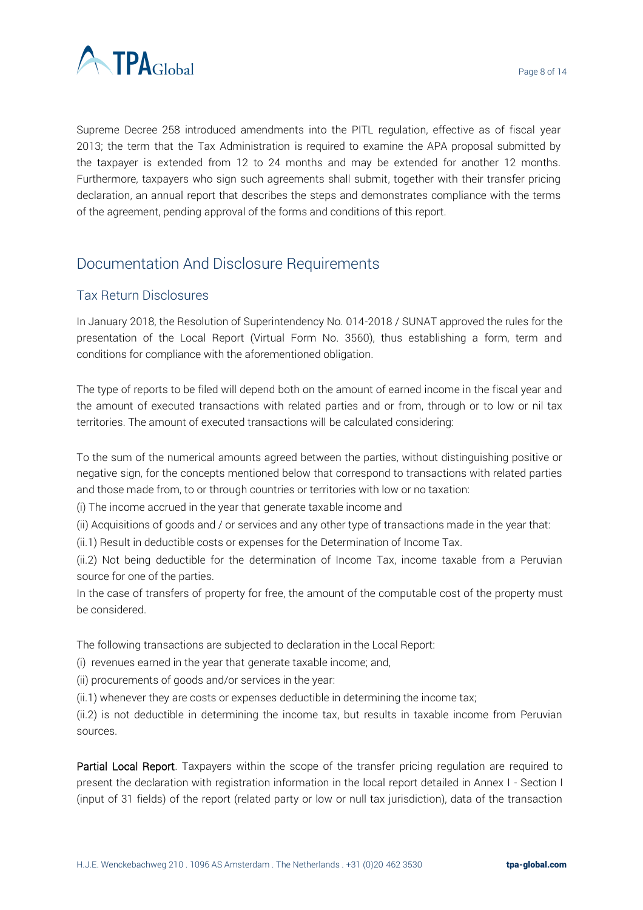Supreme Decree 258 introduced amendments into the PITL regulation, effective as of fiscal year 2013; the term that the Tax Administration is required to examine the APA proposal submitted by the taxpayer is extended from 12 to 24 months and may be extended for another 12 months. Furthermore, taxpayers who sign such agreements shall submit, together with their transfer pricing declaration, an annual report that describes the steps and demonstrates compliance with the terms of the agreement, pending approval of the forms and conditions of this report.

## Documentation And Disclosure Requirements

### Tax Return Disclosures

In January 2018, the Resolution of Superintendency No. 014-2018 / SUNAT approved the rules for the presentation of the Local Report (Virtual Form No. 3560), thus establishing a form, term and conditions for compliance with the aforementioned obligation.

The type of reports to be filed will depend both on the amount of earned income in the fiscal year and the amount of executed transactions with related parties and or from, through or to low or nil tax territories. The amount of executed transactions will be calculated considering:

To the sum of the numerical amounts agreed between the parties, without distinguishing positive or negative sign, for the concepts mentioned below that correspond to transactions with related parties and those made from, to or through countries or territories with low or no taxation:

(i) The income accrued in the year that generate taxable income and

(ii) Acquisitions of goods and / or services and any other type of transactions made in the year that:

(ii.1) Result in deductible costs or expenses for the Determination of Income Tax.

(ii.2) Not being deductible for the determination of Income Tax, income taxable from a Peruvian source for one of the parties.

In the case of transfers of property for free, the amount of the computable cost of the property must be considered.

The following transactions are subjected to declaration in the Local Report:

(i) revenues earned in the year that generate taxable income; and,

(ii) procurements of goods and/or services in the year:

(ii.1) whenever they are costs or expenses deductible in determining the income tax;

(ii.2) is not deductible in determining the income tax, but results in taxable income from Peruvian sources.

**Partial Local Report**. Taxpayers within the scope of the transfer pricing regulation are required to present the declaration with registration information in the local report detailed in Annex I - Section I (input of 31 fields) of the report (related party or low or null tax jurisdiction), data of the transaction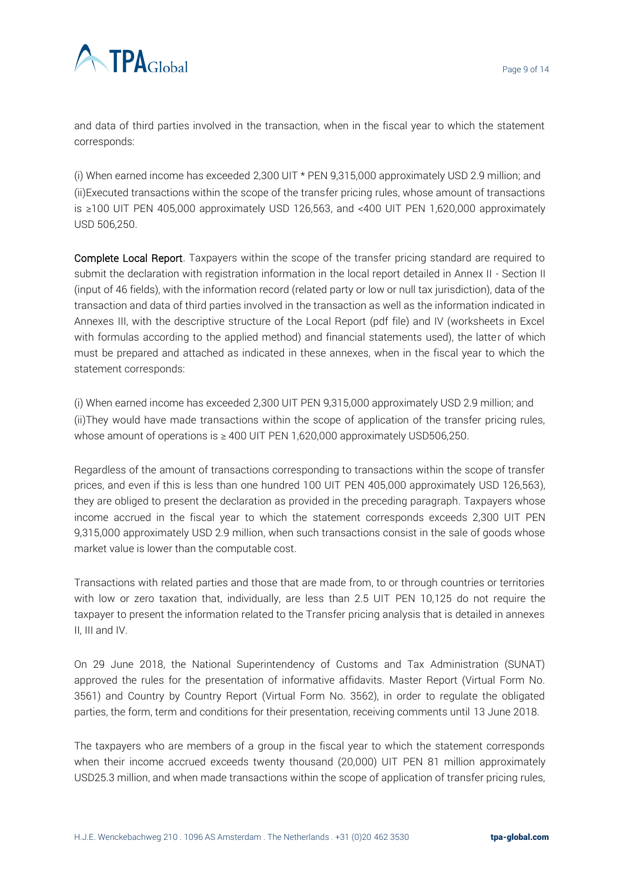and data of third parties involved in the transaction, when in the fiscal year to which the statement corresponds:

(i) When earned income has exceeded 2,300 UIT * PEN 9,315,000 approximately USD 2.9 million; and
(ii)Executed transactions within the scope of the transfer pricing rules, whose amount of transactions is ≥100 UIT PEN 405,000 approximately USD 126,563, and <400 UIT PEN 1,620,000 approximately USD 506,250.

**Complete Local Report**. Taxpayers within the scope of the transfer pricing standard are required to submit the declaration with registration information in the local report detailed in Annex II - Section II (input of 46 fields), with the information record (related party or low or null tax jurisdiction), data of the transaction and data of third parties involved in the transaction as well as the information indicated in Annexes III, with the descriptive structure of the Local Report (pdf file) and IV (worksheets in Excel with formulas according to the applied method) and financial statements used), the latter of which must be prepared and attached as indicated in these annexes, when in the fiscal year to which the statement corresponds:

(i) When earned income has exceeded 2,300 UIT PEN 9,315,000 approximately USD 2.9 million; and
(ii)They would have made transactions within the scope of application of the transfer pricing rules, whose amount of operations is ≥ 400 UIT PEN 1,620,000 approximately USD506,250.

Regardless of the amount of transactions corresponding to transactions within the scope of transfer prices, and even if this is less than one hundred 100 UIT PEN 405,000 approximately USD 126,563), they are obliged to present the declaration as provided in the preceding paragraph. Taxpayers whose income accrued in the fiscal year to which the statement corresponds exceeds 2,300 UIT PEN 9,315,000 approximately USD 2.9 million, when such transactions consist in the sale of goods whose market value is lower than the computable cost.

Transactions with related parties and those that are made from, to or through countries or territories with low or zero taxation that, individually, are less than 2.5 UIT PEN 10,125 do not require the taxpayer to present the information related to the Transfer pricing analysis that is detailed in annexes II, III and IV.

On 29 June 2018, the National Superintendency of Customs and Tax Administration (SUNAT) approved the rules for the presentation of informative affidavits. Master Report (Virtual Form No. 3561) and Country by Country Report (Virtual Form No. 3562), in order to regulate the obligated parties, the form, term and conditions for their presentation, receiving comments until 13 June 2018.

The taxpayers who are members of a group in the fiscal year to which the statement corresponds when their income accrued exceeds twenty thousand (20,000) UIT PEN 81 million approximately USD25.3 million, and when made transactions within the scope of application of transfer pricing rules,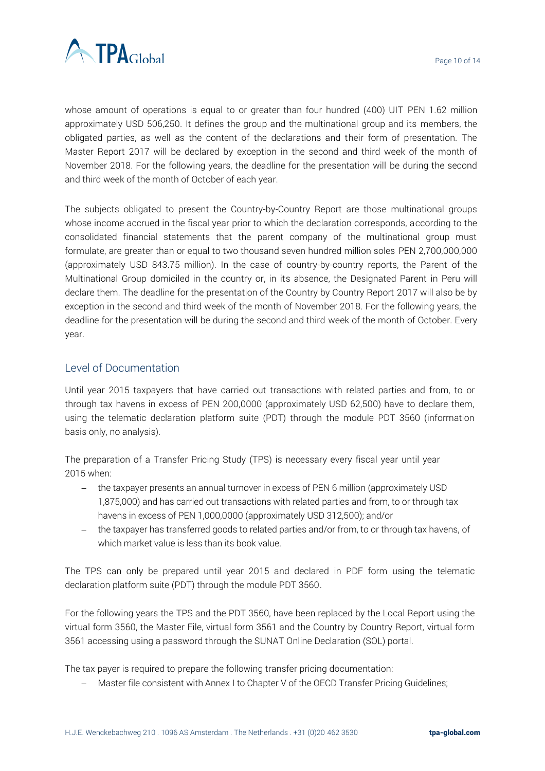whose amount of operations is equal to or greater than four hundred (400) UIT PEN 1.62 million approximately USD 506,250. It defines the group and the multinational group and its members, the obligated parties, as well as the content of the declarations and their form of presentation. The Master Report 2017 will be declared by exception in the second and third week of the month of November 2018. For the following years, the deadline for the presentation will be during the second and third week of the month of October of each year.

The subjects obligated to present the Country-by-Country Report are those multinational groups whose income accrued in the fiscal year prior to which the declaration corresponds, according to the consolidated financial statements that the parent company of the multinational group must formulate, are greater than or equal to two thousand seven hundred million soles PEN 2,700,000,000 (approximately USD 843.75 million). In the case of country-by-country reports, the Parent of the Multinational Group domiciled in the country or, in its absence, the Designated Parent in Peru will declare them. The deadline for the presentation of the Country by Country Report 2017 will also be by exception in the second and third week of the month of November 2018. For the following years, the deadline for the presentation will be during the second and third week of the month of October. Every year.

## Level of Documentation

Until year 2015 taxpayers that have carried out transactions with related parties and from, to or through tax havens in excess of PEN 200,0000 (approximately USD 62,500) have to declare them, using the telematic declaration platform suite (PDT) through the module PDT 3560 (information basis only, no analysis).

The preparation of a Transfer Pricing Study (TPS) is necessary every fiscal year until year 2015 when:

- the taxpayer presents an annual turnover in excess of PEN 6 million (approximately USD 1,875,000) and has carried out transactions with related parties and from, to or through tax havens in excess of PEN 1,000,0000 (approximately USD 312,500); and/or
- the taxpayer has transferred goods to related parties and/or from, to or through tax havens, of which market value is less than its book value.

The TPS can only be prepared until year 2015 and declared in PDF form using the telematic declaration platform suite (PDT) through the module PDT 3560.

For the following years the TPS and the PDT 3560, have been replaced by the Local Report using the virtual form 3560, the Master File, virtual form 3561 and the Country by Country Report, virtual form 3561 accessing using a password through the SUNAT Online Declaration (SOL) portal.

The tax payer is required to prepare the following transfer pricing documentation:

- Master file consistent with Annex I to Chapter V of the OECD Transfer Pricing Guidelines;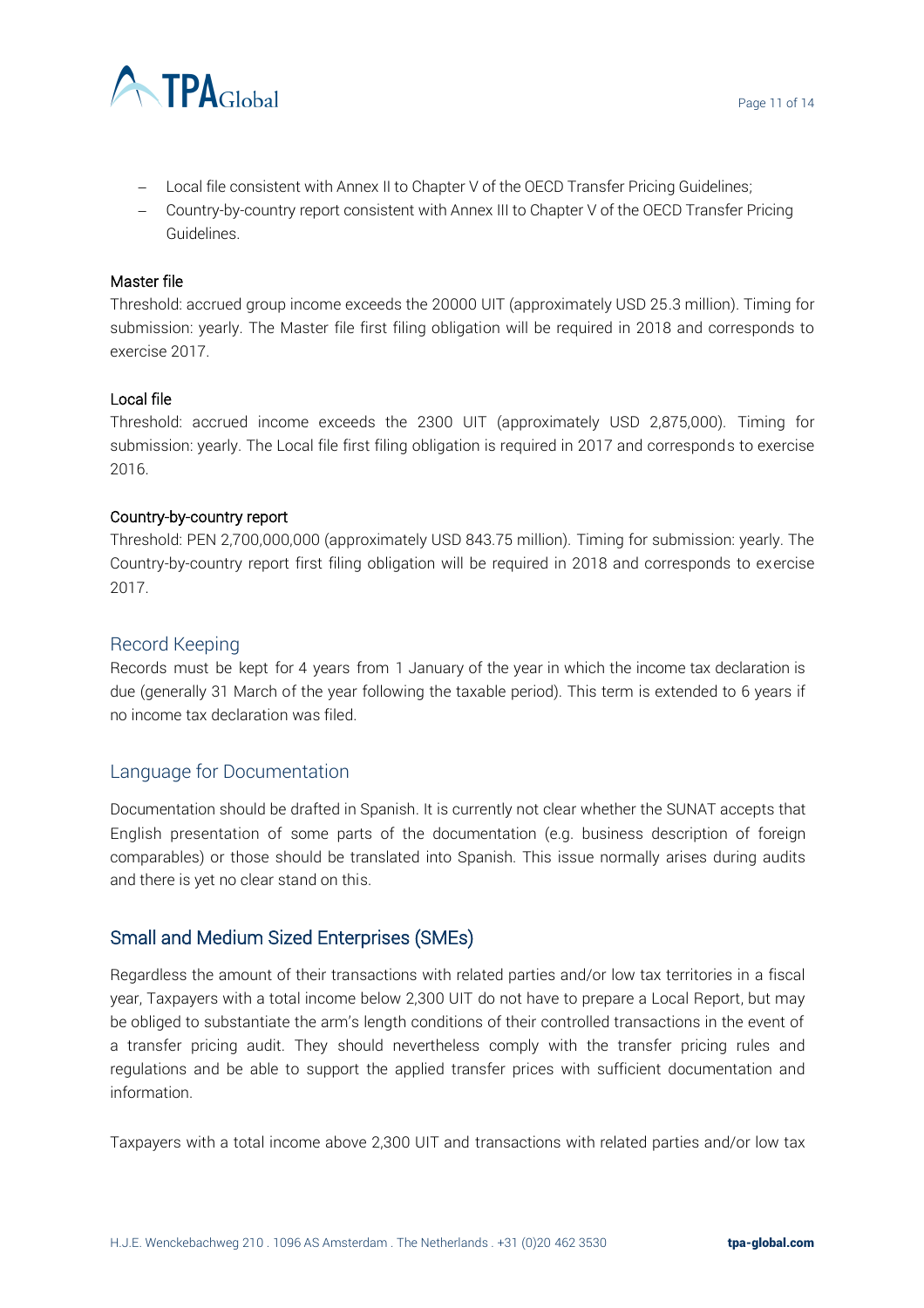- Local file consistent with Annex II to Chapter V of the OECD Transfer Pricing Guidelines;
- Country-by-country report consistent with Annex III to Chapter V of the OECD Transfer Pricing Guidelines.

Master file

Threshold: accrued group income exceeds the 20000 UIT (approximately USD 25.3 million). Timing for submission: yearly. The Master file first filing obligation will be required in 2018 and corresponds to exercise 2017.

Local file

Threshold: accrued income exceeds the 2300 UIT (approximately USD 2,875,000). Timing for submission: yearly. The Local file first filing obligation is required in 2017 and corresponds to exercise 2016.

Country-by-country report

Threshold: PEN 2,700,000,000 (approximately USD 843.75 million). Timing for submission: yearly. The Country-by-country report first filing obligation will be required in 2018 and corresponds to exercise 2017.

## Record Keeping

Records must be kept for 4 years from 1 January of the year in which the income tax declaration is due (generally 31 March of the year following the taxable period). This term is extended to 6 years if no income tax declaration was filed.

## Language for Documentation

Documentation should be drafted in Spanish. It is currently not clear whether the SUNAT accepts that English presentation of some parts of the documentation (e.g. business description of foreign comparables) or those should be translated into Spanish. This issue normally arises during audits and there is yet no clear stand on this.

## Small and Medium Sized Enterprises (SMEs)

Regardless the amount of their transactions with related parties and/or low tax territories in a fiscal year, Taxpayers with a total income below 2,300 UIT do not have to prepare a Local Report, but may be obliged to substantiate the arm's length conditions of their controlled transactions in the event of a transfer pricing audit. They should nevertheless comply with the transfer pricing rules and regulations and be able to support the applied transfer prices with sufficient documentation and information.

Taxpayers with a total income above 2,300 UIT and transactions with related parties and/or low tax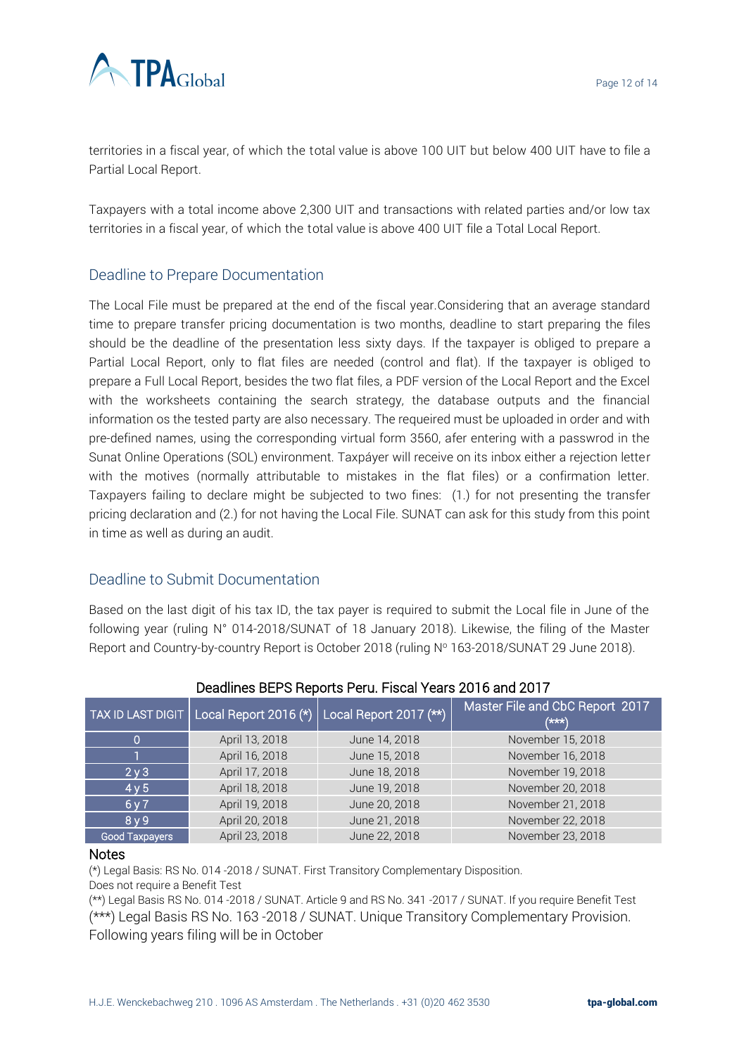territories in a fiscal year, of which the total value is above 100 UIT but below 400 UIT have to file a Partial Local Report.

Taxpayers with a total income above 2,300 UIT and transactions with related parties and/or low tax territories in a fiscal year, of which the total value is above 400 UIT file a Total Local Report.

## Deadline to Prepare Documentation

The Local File must be prepared at the end of the fiscal year.Considering that an average standard time to prepare transfer pricing documentation is two months, deadline to start preparing the files should be the deadline of the presentation less sixty days. If the taxpayer is obliged to prepare a Partial Local Report, only to flat files are needed (control and flat). If the taxpayer is obliged to prepare a Full Local Report, besides the two flat files, a PDF version of the Local Report and the Excel with the worksheets containing the search strategy, the database outputs and the financial information os the tested party are also necessary. The requeired must be uploaded in order and with pre-defined names, using the corresponding virtual form 3560, afer entering with a passwrod in the Sunat Online Operations (SOL) environment. Taxpáyer will receive on its inbox either a rejection letter with the motives (normally attributable to mistakes in the flat files) or a confirmation letter. Taxpayers failing to declare might be subjected to two fines: (1.) for not presenting the transfer pricing declaration and (2.) for not having the Local File. SUNAT can ask for this study from this point in time as well as during an audit.

## Deadline to Submit Documentation

Based on the last digit of his tax ID, the tax payer is required to submit the Local file in June of the following year (ruling N° 014-2018/SUNAT of 18 January 2018). Likewise, the filing of the Master Report and Country-by-country Report is October 2018 (ruling Nº 163-2018/SUNAT 29 June 2018).

Deadlines BEPS Reports Peru. Fiscal Years 2016 and 2017

| TAX ID LAST DIGIT | Local Report 2016 (*) | Local Report 2017 (**) | Master File and CbC Report 2017 (***) |
|---|---|---|---|
| 0 | April 13, 2018 | June 14, 2018 | November 15, 2018 |
| 1 | April 16, 2018 | June 15, 2018 | November 16, 2018 |
| 2 y 3 | April 17, 2018 | June 18, 2018 | November 19, 2018 |
| 4 y 5 | April 18, 2018 | June 19, 2018 | November 20, 2018 |
| 6 y 7 | April 19, 2018 | June 20, 2018 | November 21, 2018 |
| 8 y 9 | April 20, 2018 | June 21, 2018 | November 22, 2018 |
| Good Taxpayers | April 23, 2018 | June 22, 2018 | November 23, 2018 |

**Notes**

(*) Legal Basis: RS No. 014 -2018 / SUNAT. First Transitory Complementary Disposition.
Does not require a Benefit Test

(**) Legal Basis RS No. 014 -2018 / SUNAT. Article 9 and RS No. 341 -2017 / SUNAT. If you require Benefit Test

(***) Legal Basis RS No. 163 -2018 / SUNAT. Unique Transitory Complementary Provision.
Following years filing will be in October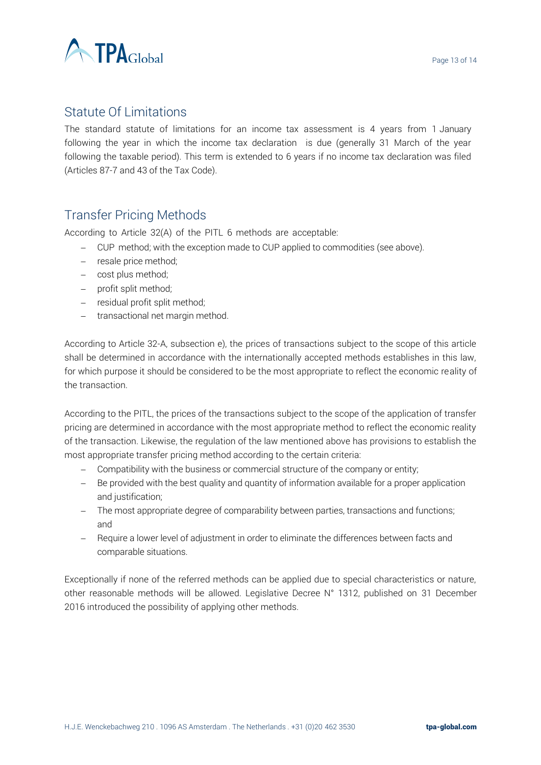## Statute Of Limitations

The standard statute of limitations for an income tax assessment is 4 years from 1 January following the year in which the income tax declaration is due (generally 31 March of the year following the taxable period). This term is extended to 6 years if no income tax declaration was filed (Articles 87-7 and 43 of the Tax Code).

## Transfer Pricing Methods

According to Article 32(A) of the PITL 6 methods are acceptable:

- CUP method; with the exception made to CUP applied to commodities (see above).
- resale price method;
- cost plus method;
- profit split method;
- residual profit split method;
- transactional net margin method.

According to Article 32-A, subsection e), the prices of transactions subject to the scope of this article shall be determined in accordance with the internationally accepted methods establishes in this law, for which purpose it should be considered to be the most appropriate to reflect the economic reality of the transaction.

According to the PITL, the prices of the transactions subject to the scope of the application of transfer pricing are determined in accordance with the most appropriate method to reflect the economic reality of the transaction. Likewise, the regulation of the law mentioned above has provisions to establish the most appropriate transfer pricing method according to the certain criteria:

- Compatibility with the business or commercial structure of the company or entity;
- Be provided with the best quality and quantity of information available for a proper application and justification;
- The most appropriate degree of comparability between parties, transactions and functions; and
- Require a lower level of adjustment in order to eliminate the differences between facts and comparable situations.

Exceptionally if none of the referred methods can be applied due to special characteristics or nature, other reasonable methods will be allowed. Legislative Decree N° 1312, published on 31 December 2016 introduced the possibility of applying other methods.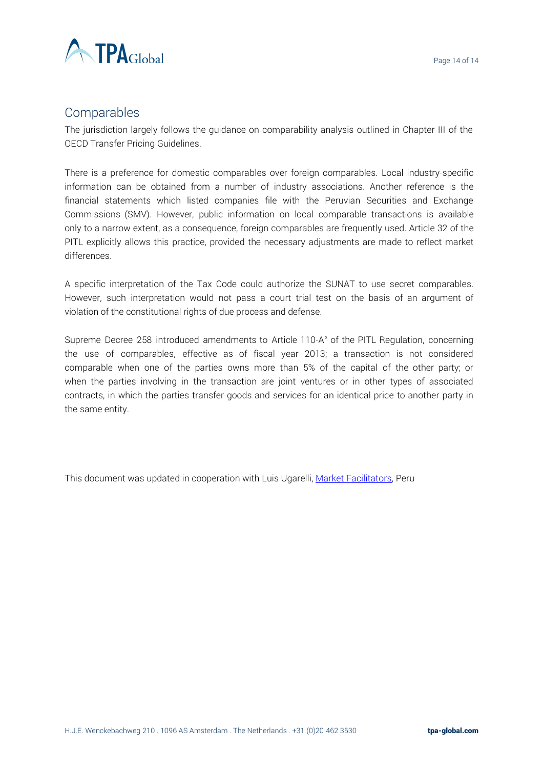## Comparables

The jurisdiction largely follows the guidance on comparability analysis outlined in Chapter III of the OECD Transfer Pricing Guidelines.

There is a preference for domestic comparables over foreign comparables. Local industry-specific information can be obtained from a number of industry associations. Another reference is the financial statements which listed companies file with the Peruvian Securities and Exchange Commissions (SMV). However, public information on local comparable transactions is available only to a narrow extent, as a consequence, foreign comparables are frequently used. Article 32 of the PITL explicitly allows this practice, provided the necessary adjustments are made to reflect market differences.

A specific interpretation of the Tax Code could authorize the SUNAT to use secret comparables. However, such interpretation would not pass a court trial test on the basis of an argument of violation of the constitutional rights of due process and defense.

Supreme Decree 258 introduced amendments to Article 110-A° of the PITL Regulation, concerning the use of comparables, effective as of fiscal year 2013; a transaction is not considered comparable when one of the parties owns more than 5% of the capital of the other party; or when the parties involving in the transaction are joint ventures or in other types of associated contracts, in which the parties transfer goods and services for an identical price to another party in the same entity.

This document was updated in cooperation with Luis Ugarelli, Market Facilitators, Peru